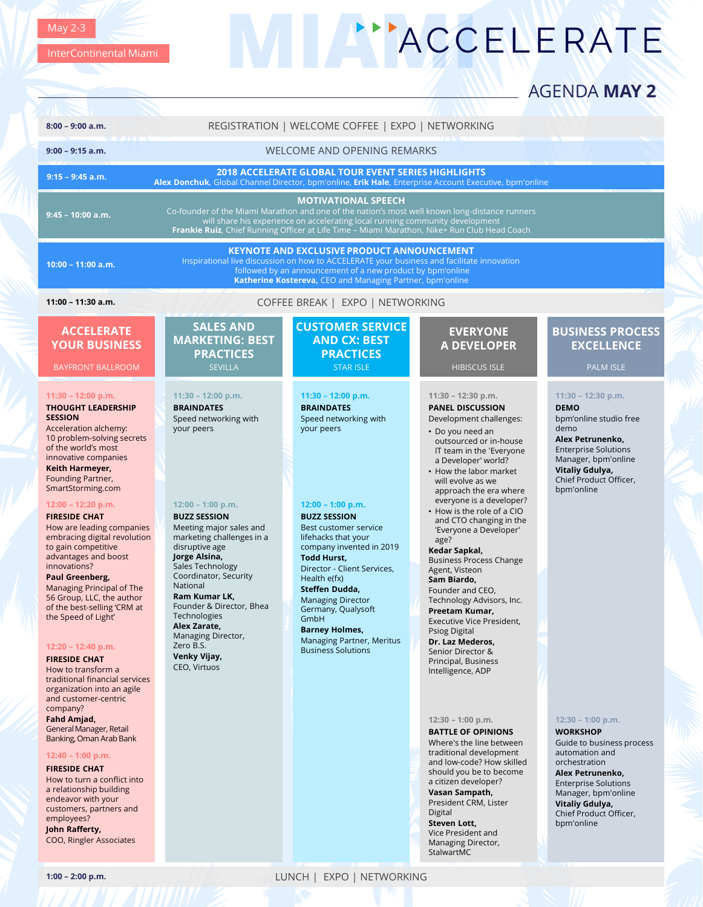May 2-3

InterContinental Miami

# MIAMI ACCELERATE

## AGENDA **MAY 2**

**8:00 – 9:00 a.m.** REGISTRATION | WELCOME COFFEE | EXPO | NETWORKING

**9:00 – 9:15 a.m.** WELCOME AND OPENING REMARKS

**9:15 – 9:45 a.m.** **2018 ACCELERATE GLOBAL TOUR EVENT SERIES HIGHLIGHTS**
**Alex Donchuk**, Global Channel Director, bpm'online, **Erik Hale**, Enterprise Account Executive, bpm'online

**9:45 – 10:00 a.m.** **MOTIVATIONAL SPEECH**
Co-founder of the Miami Marathon and one of the nation's most well known long-distance runners will share his experience on accelerating local running community development
**Frankie Ruiz**, Chief Running Officer at Life Time – Miami Marathon, Nike+ Run Club Head Coach

**10:00 – 11:00 a.m.** **KEYNOTE AND EXCLUSIVE PRODUCT ANNOUNCEMENT**
Inspirational live discussion on how to ACCELERATE your business and facilitate innovation followed by an announcement of a new product by bpm'online
**Katherine Kostereva**, CEO and Managing Partner, bpm'online

**11:00 – 11:30 a.m.** COFFEE BREAK | EXPO | NETWORKING

### ACCELERATE YOUR BUSINESS — BAYFRONT BALLROOM

**11:30 – 12:00 p.m.**
**THOUGHT LEADERSHIP SESSION**
Acceleration alchemy: 10 problem-solving secrets of the world's most innovative companies
**Keith Harmeyer,** Founding Partner, SmartStorming.com

**12:00 – 12:20 p.m.**
**FIRESIDE CHAT**
How are leading companies embracing digital revolution to gain competitive advantages and boost innovations?
**Paul Greenberg,** Managing Principal of The 56 Group, LLC, the author of the best-selling 'CRM at the Speed of Light'

**12:20 – 12:40 p.m.**
**FIRESIDE CHAT**
How to transform a traditional financial services organization into an agile and customer-centric company?
**Fahd Amjad,** General Manager, Retail Banking, Oman Arab Bank

**12:40 – 1:00 p.m.**
**FIRESIDE CHAT**
How to turn a conflict into a relationship building endeavor with your customers, partners and employees?
**John Rafferty,** COO, Ringler Associates

### SALES AND MARKETING: BEST PRACTICES — SEVILLA

**11:30 – 12:00 p.m.**
**BRAINDATES**
Speed networking with your peers

**12:00 – 1:00 p.m.**
**BUZZ SESSION**
Meeting major sales and marketing challenges in a disruptive age
**Jorge Alsina,** Sales Technology Coordinator, Security National
**Ram Kumar LK,** Founder & Director, Bhea Technologies
**Alex Zarate,** Managing Director, Zero B.S.
**Venky Vijay,** CEO, Virtuos

### CUSTOMER SERVICE AND CX: BEST PRACTICES — STAR ISLE

**11:30 – 12:00 p.m.**
**BRAINDATES**
Speed networking with your peers

**12:00 – 1:00 p.m.**
**BUZZ SESSION**
Best customer service lifehacks that your company invented in 2019
**Todd Hurst,** Director - Client Services, Health e(fx)
**Steffen Dudda,** Managing Director Germany, Qualysoft GmbH
**Barney Holmes,** Managing Partner, Meritus Business Solutions

### EVERYONE A DEVELOPER — HIBISCUS ISLE

**11:30 – 12:30 p.m.**
**PANEL DISCUSSION**
Development challenges:

- Do you need an outsourced or in-house IT team in the 'Everyone a Developer' world?
- How the labor market will evolve as we approach the era where everyone is a developer?
- How is the role of a CIO and CTO changing in the 'Everyone a Developer' age?

**Kedar Sapkal,** Business Process Change Agent, Visteon
**Sam Biardo,** Founder and CEO, Technology Advisors, Inc.
**Preetam Kumar,** Executive Vice President, Psiog Digital
**Dr. Laz Mederos,** Senior Director & Principal, Business Intelligence, ADP

**12:30 – 1:00 p.m.**
**BATTLE OF OPINIONS**
Where's the line between traditional development and low-code? How skilled should you be to become a citizen developer?
**Vasan Sampath,** President CRM, Lister Digital
**Steven Lott,** Vice President and Managing Director, StalwartMC

### BUSINESS PROCESS EXCELLENCE — PALM ISLE

**11:30 – 12:30 p.m.**
**DEMO**
bpm'online studio free demo
**Alex Petrunenko,** Enterprise Solutions Manager, bpm'online
**Vitaliy Gdulya,** Chief Product Officer, bpm'online

**12:30 – 1:00 p.m.**
**WORKSHOP**
Guide to business process automation and orchestration
**Alex Petrunenko,** Enterprise Solutions Manager, bpm'online
**Vitaliy Gdulya,** Chief Product Officer, bpm'online

**1:00 – 2:00 p.m.** LUNCH | EXPO | NETWORKING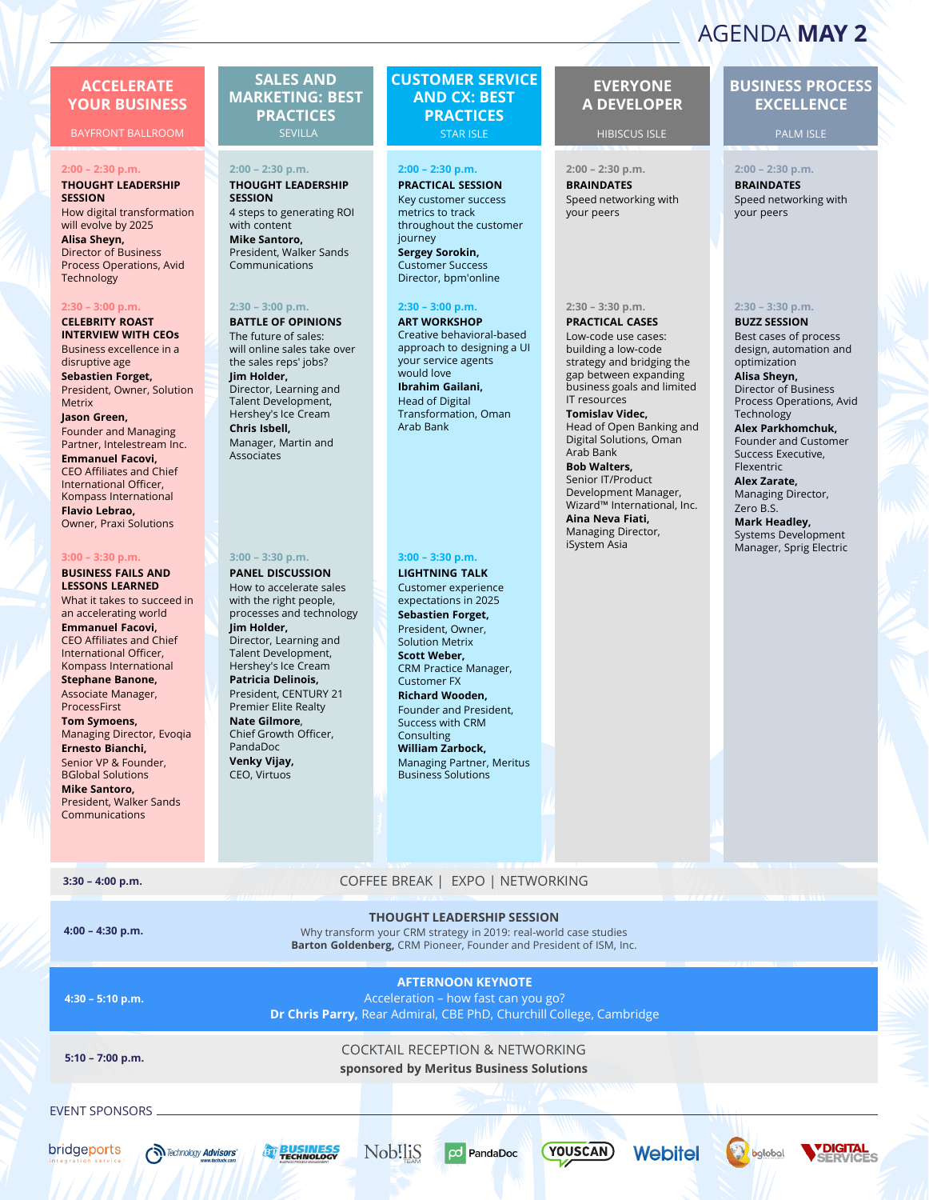# AGENDA MAY 2

## ACCELERATE YOUR BUSINESS
BAYFRONT BALLROOM

**2:00 – 2:30 p.m.**
**THOUGHT LEADERSHIP SESSION**
How digital transformation will evolve by 2025
**Alisa Sheyn,** Director of Business Process Operations, Avid Technology

**2:30 – 3:00 p.m.**
**CELEBRITY ROAST INTERVIEW WITH CEOs**
Business excellence in a disruptive age
**Sebastien Forget,** President, Owner, Solution Metrix
**Jason Green,** Founder and Managing Partner, Intelestream Inc.
**Emmanuel Facovi,** CEO Affiliates and Chief International Officer, Kompass International
**Flavio Lebrao,** Owner, Praxi Solutions

**3:00 – 3:30 p.m.**
**BUSINESS FAILS AND LESSONS LEARNED**
What it takes to succeed in an accelerating world
**Emmanuel Facovi,** CEO Affiliates and Chief International Officer, Kompass International
**Stephane Banone,** Associate Manager, ProcessFirst
**Tom Symoens,** Managing Director, Evoqia
**Ernesto Bianchi,** Senior VP & Founder, BGlobal Solutions
**Mike Santoro,** President, Walker Sands Communications

## SALES AND MARKETING: BEST PRACTICES
SEVILLA

**2:00 – 2:30 p.m.**
**THOUGHT LEADERSHIP SESSION**
4 steps to generating ROI with content
**Mike Santoro,** President, Walker Sands Communications

**2:30 – 3:00 p.m.**
**BATTLE OF OPINIONS**
The future of sales: will online sales take over the sales reps' jobs?
**Jim Holder,** Director, Learning and Talent Development, Hershey's Ice Cream
**Chris Isbell,** Manager, Martin and Associates

**3:00 – 3:30 p.m.**
**PANEL DISCUSSION**
How to accelerate sales with the right people, processes and technology
**Jim Holder,** Director, Learning and Talent Development, Hershey's Ice Cream
**Patricia Delinois,** President, CENTURY 21 Premier Elite Realty
**Nate Gilmore,** Chief Growth Officer, PandaDoc
**Venky Vijay,** CEO, Virtuos

## CUSTOMER SERVICE AND CX: BEST PRACTICES
STAR ISLE

**2:00 – 2:30 p.m.**
**PRACTICAL SESSION**
Key customer success metrics to track throughout the customer journey
**Sergey Sorokin,** Customer Success Director, bpm'online

**2:30 – 3:00 p.m.**
**ART WORKSHOP**
Creative behavioral-based approach to designing a UI your service agents would love
**Ibrahim Gailani,** Head of Digital Transformation, Oman Arab Bank

**3:00 – 3:30 p.m.**
**LIGHTNING TALK**
Customer experience expectations in 2025
**Sebastien Forget,** President, Owner, Solution Metrix
**Scott Weber,** CRM Practice Manager, Customer FX
**Richard Wooden,** Founder and President, Success with CRM Consulting
**William Zarbock,** Managing Partner, Meritus Business Solutions

## EVERYONE A DEVELOPER
HIBISCUS ISLE

**2:00 – 2:30 p.m.**
**BRAINDATES**
Speed networking with your peers

**2:30 – 3:30 p.m.**
**PRACTICAL CASES**
Low-code use cases: building a low-code strategy and bridging the gap between expanding business goals and limited IT resources
**Tomislav Videc,** Head of Open Banking and Digital Solutions, Oman Arab Bank
**Bob Walters,** Senior IT/Product Development Manager, Wizard™ International, Inc.
**Aina Neva Fiati,** Managing Director, iSystem Asia

## BUSINESS PROCESS EXCELLENCE
PALM ISLE

**2:00 – 2:30 p.m.**
**BRAINDATES**
Speed networking with your peers

**2:30 – 3:30 p.m.**
**BUZZ SESSION**
Best cases of process design, automation and optimization
**Alisa Sheyn,** Director of Business Process Operations, Avid Technology
**Alex Parkhomchuk,** Founder and Customer Success Executive, Flexentric
**Alex Zarate,** Managing Director, Zero B.S.
**Mark Headley,** Systems Development Manager, Sprig Electric

---

**3:30 – 4:00 p.m.** COFFEE BREAK | EXPO | NETWORKING

**4:00 – 4:30 p.m.** **THOUGHT LEADERSHIP SESSION**
Why transform your CRM strategy in 2019: real-world case studies
**Barton Goldenberg,** CRM Pioneer, Founder and President of ISM, Inc.

**4:30 – 5:10 p.m.** **AFTERNOON KEYNOTE**
Acceleration – how fast can you go?
**Dr Chris Parry,** Rear Admiral, CBE PhD, Churchill College, Cambridge

**5:10 – 7:00 p.m.** COCKTAIL RECEPTION & NETWORKING
**sponsored by Meritus Business Solutions**

EVENT SPONSORS

bridgeports integration service · Technology Advisors · Business Technology · Nob!lis Team · PandaDoc · YOUSCAN · Webitel · bglobal · Digital Services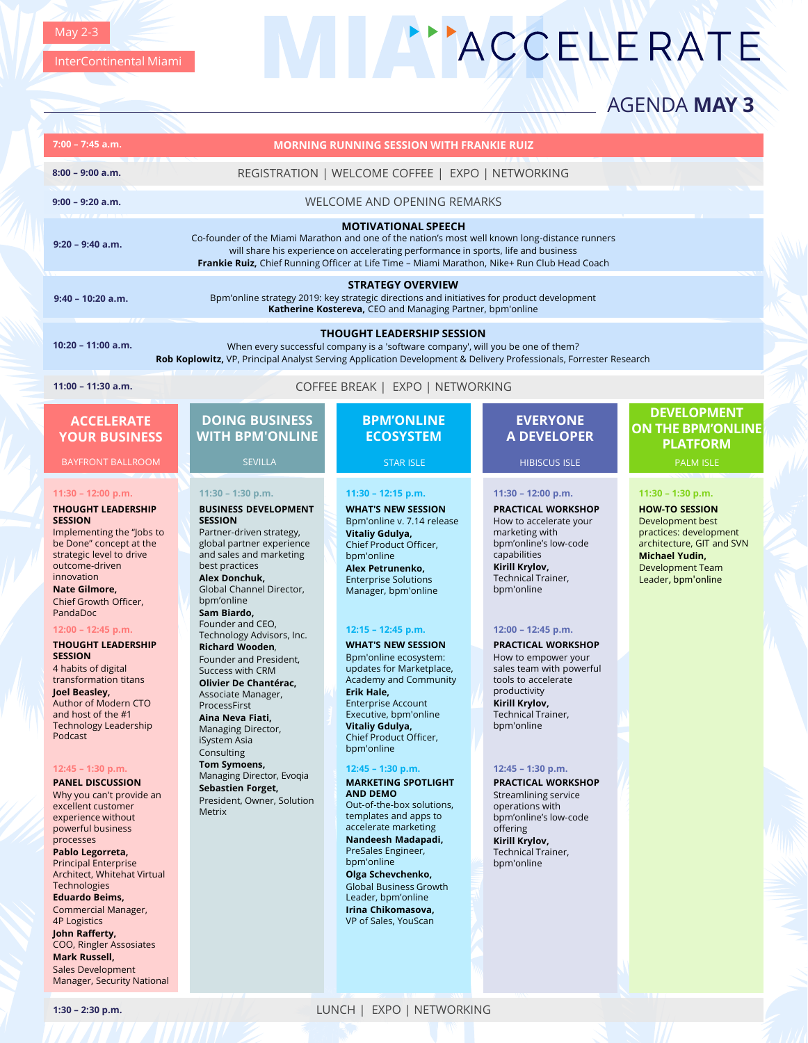May 2-3

InterContinental Miami

# MIAMI ACCELERATE

## AGENDA **MAY 3**

**7:00 – 7:45 a.m.** — **MORNING RUNNING SESSION WITH FRANKIE RUIZ**

**8:00 – 9:00 a.m.** — REGISTRATION | WELCOME COFFEE | EXPO | NETWORKING

**9:00 – 9:20 a.m.** — WELCOME AND OPENING REMARKS

**9:20 – 9:40 a.m.** — **MOTIVATIONAL SPEECH**
Co-founder of the Miami Marathon and one of the nation's most well known long-distance runners will share his experience on accelerating performance in sports, life and business
**Frankie Ruiz,** Chief Running Officer at Life Time – Miami Marathon, Nike+ Run Club Head Coach

**9:40 – 10:20 a.m.** — **STRATEGY OVERVIEW**
Bpm'online strategy 2019: key strategic directions and initiatives for product development
**Katherine Kostereva,** CEO and Managing Partner, bpm'online

**10:20 – 11:00 a.m.** — **THOUGHT LEADERSHIP SESSION**
When every successful company is a 'software company', will you be one of them?
**Rob Koplowitz,** VP, Principal Analyst Serving Application Development & Delivery Professionals, Forrester Research

**11:00 – 11:30 a.m.** — COFFEE BREAK | EXPO | NETWORKING

### ACCELERATE YOUR BUSINESS
BAYFRONT BALLROOM

**11:30 – 12:00 p.m.**
**THOUGHT LEADERSHIP SESSION**
Implementing the "Jobs to be Done" concept at the strategic level to drive outcome-driven innovation
**Nate Gilmore,** Chief Growth Officer, PandaDoc

**12:00 – 12:45 p.m.**
**THOUGHT LEADERSHIP SESSION**
4 habits of digital transformation titans
**Joel Beasley,** Author of Modern CTO and host of the #1 Technology Leadership Podcast

**12:45 – 1:30 p.m.**
**PANEL DISCUSSION**
Why you can't provide an excellent customer experience without powerful business processes
**Pablo Legorreta,** Principal Enterprise Architect, Whitehat Virtual Technologies
**Eduardo Beims,** Commercial Manager, 4P Logistics
**John Rafferty,** COO, Ringler Assosiates
**Mark Russell,** Sales Development Manager, Security National

### DOING BUSINESS WITH BPM'ONLINE
SEVILLA

**11:30 – 1:30 p.m.**
**BUSINESS DEVELOPMENT SESSION**
Partner-driven strategy, global partner experience and sales and marketing best practices
**Alex Donchuk,** Global Channel Director, bpm'online
**Sam Biardo,** Founder and CEO, Technology Advisors, Inc.
**Richard Wooden,** Founder and President, Success with CRM
**Olivier De Chantérac,** Associate Manager, ProcessFirst
**Aina Neva Fiati,** Managing Director, iSystem Asia Consulting
**Tom Symoens,** Managing Director, Evoqia
**Sebastien Forget,** President, Owner, Solution Metrix

### BPM'ONLINE ECOSYSTEM
STAR ISLE

**11:30 – 12:15 p.m.**
**WHAT'S NEW SESSION**
Bpm'online v. 7.14 release
**Vitaliy Gdulya,** Chief Product Officer, bpm'online
**Alex Petrunenko,** Enterprise Solutions Manager, bpm'online

**12:15 – 12:45 p.m.**
**WHAT'S NEW SESSION**
Bpm'online ecosystem: updates for Marketplace, Academy and Community
**Erik Hale,** Enterprise Account Executive, bpm'online
**Vitaliy Gdulya,** Chief Product Officer, bpm'online

**12:45 – 1:30 p.m.**
**MARKETING SPOTLIGHT AND DEMO**
Out-of-the-box solutions, templates and apps to accelerate marketing
**Nandeesh Madapadi,** PreSales Engineer, bpm'online
**Olga Schevchenko,** Global Business Growth Leader, bpm'online
**Irina Chikomasova,** VP of Sales, YouScan

### EVERYONE A DEVELOPER
HIBISCUS ISLE

**11:30 – 12:00 p.m.**
**PRACTICAL WORKSHOP**
How to accelerate your marketing with bpm'online's low-code capabilities
**Kirill Krylov,** Technical Trainer, bpm'online

**12:00 – 12:45 p.m.**
**PRACTICAL WORKSHOP**
How to empower your sales team with powerful tools to accelerate productivity
**Kirill Krylov,** Technical Trainer, bpm'online

**12:45 – 1:30 p.m.**
**PRACTICAL WORKSHOP**
Streamlining service operations with bpm'online's low-code offering
**Kirill Krylov,** Technical Trainer, bpm'online

### DEVELOPMENT ON THE BPM'ONLINE PLATFORM
PALM ISLE

**11:30 – 1:30 p.m.**
**HOW-TO SESSION**
Development best practices: development architecture, GIT and SVN
**Michael Yudin,** Development Team Leader, bpm'online

**1:30 – 2:30 p.m.** — LUNCH | EXPO | NETWORKING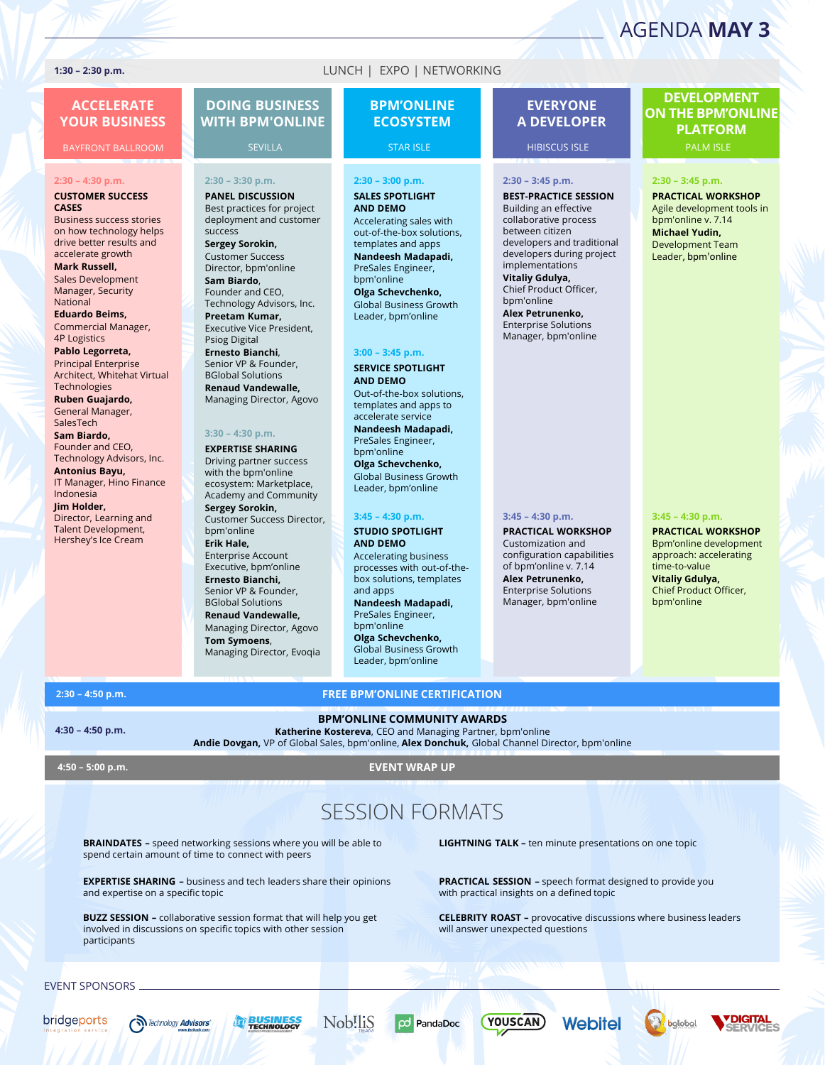# AGENDA **MAY 3**

**1:30 – 2:30 p.m.** LUNCH | EXPO | NETWORKING

## ACCELERATE YOUR BUSINESS
BAYFRONT BALLROOM

**2:30 – 4:30 p.m.**

**CUSTOMER SUCCESS CASES**
Business success stories on how technology helps drive better results and accelerate growth

**Mark Russell,** Sales Development Manager, Security National
**Eduardo Beims,** Commercial Manager, 4P Logistics
**Pablo Legorreta,** Principal Enterprise Architect, Whitehat Virtual Technologies
**Ruben Guajardo,** General Manager, SalesTech
**Sam Biardo,** Founder and CEO, Technology Advisors, Inc.
**Antonius Bayu,** IT Manager, Hino Finance Indonesia
**Jim Holder,** Director, Learning and Talent Development, Hershey's Ice Cream

## DOING BUSINESS WITH BPM'ONLINE
SEVILLA

**2:30 – 3:30 p.m.**

**PANEL DISCUSSION**
Best practices for project deployment and customer success

**Sergey Sorokin,** Customer Success Director, bpm'online
**Sam Biardo,** Founder and CEO, Technology Advisors, Inc.
**Preetam Kumar,** Executive Vice President, Psiog Digital
**Ernesto Bianchi,** Senior VP & Founder, BGlobal Solutions
**Renaud Vandewalle,** Managing Director, Agovo

**3:30 – 4:30 p.m.**

**EXPERTISE SHARING**
Driving partner success with the bpm'online ecosystem: Marketplace, Academy and Community

**Sergey Sorokin,** Customer Success Director, bpm'online
**Erik Hale,** Enterprise Account Executive, bpm'online
**Ernesto Bianchi,** Senior VP & Founder, BGlobal Solutions
**Renaud Vandewalle,** Managing Director, Agovo
**Tom Symoens,** Managing Director, Evoqia

## BPM'ONLINE ECOSYSTEM
STAR ISLE

**2:30 – 3:00 p.m.**

**SALES SPOTLIGHT AND DEMO**
Accelerating sales with out-of-the-box solutions, templates and apps

**Nandeesh Madapadi,** PreSales Engineer, bpm'online
**Olga Schevchenko,** Global Business Growth Leader, bpm'online

**3:00 – 3:45 p.m.**

**SERVICE SPOTLIGHT AND DEMO**
Out-of-the-box solutions, templates and apps to accelerate service

**Nandeesh Madapadi,** PreSales Engineer, bpm'online
**Olga Schevchenko,** Global Business Growth Leader, bpm'online

**3:45 – 4:30 p.m.**

**STUDIO SPOTLIGHT AND DEMO**
Accelerating business processes with out-of-the-box solutions, templates and apps

**Nandeesh Madapadi,** PreSales Engineer, bpm'online
**Olga Schevchenko,** Global Business Growth Leader, bpm'online

## EVERYONE A DEVELOPER
HIBISCUS ISLE

**2:30 – 3:45 p.m.**

**BEST-PRACTICE SESSION**
Building an effective collaborative process between citizen developers and traditional developers during project implementations

**Vitaliy Gdulya,** Chief Product Officer, bpm'online
**Alex Petrunenko,** Enterprise Solutions Manager, bpm'online

**3:45 – 4:30 p.m.**

**PRACTICAL WORKSHOP**
Customization and configuration capabilities of bpm'online v. 7.14

**Alex Petrunenko,** Enterprise Solutions Manager, bpm'online

## DEVELOPMENT ON THE BPM'ONLINE PLATFORM
PALM ISLE

**2:30 – 3:45 p.m.**

**PRACTICAL WORKSHOP**
Agile development tools in bpm'online v. 7.14

**Michael Yudin,** Development Team Leader, bpm'online

**3:45 – 4:30 p.m.**

**PRACTICAL WORKSHOP**
Bpm'online development approach: accelerating time-to-value

**Vitaliy Gdulya,** Chief Product Officer, bpm'online

---

**2:30 – 4:50 p.m.** **FREE BPM'ONLINE CERTIFICATION**

**4:30 – 4:50 p.m.** **BPM'ONLINE COMMUNITY AWARDS**
**Katherine Kostereva**, CEO and Managing Partner, bpm'online
**Andie Dovgan**, VP of Global Sales, bpm'online, **Alex Donchuk,** Global Channel Director, bpm'online

**4:50 – 5:00 p.m.** **EVENT WRAP UP**

# SESSION FORMATS

**BRAINDATES –** speed networking sessions where you will be able to spend certain amount of time to connect with peers

**EXPERTISE SHARING –** business and tech leaders share their opinions and expertise on a specific topic

**BUZZ SESSION –** collaborative session format that will help you get involved in discussions on specific topics with other session participants

**LIGHTNING TALK –** ten minute presentations on one topic

**PRACTICAL SESSION –** speech format designed to provide you with practical insights on a defined topic

**CELEBRITY ROAST –** provocative discussions where business leaders will answer unexpected questions

EVENT SPONSORS

bridgeports | Technology Advisors | Business Technology | Nob!liS | PandaDoc | YOUSCAN | Webitel | bglobal | Digital Services